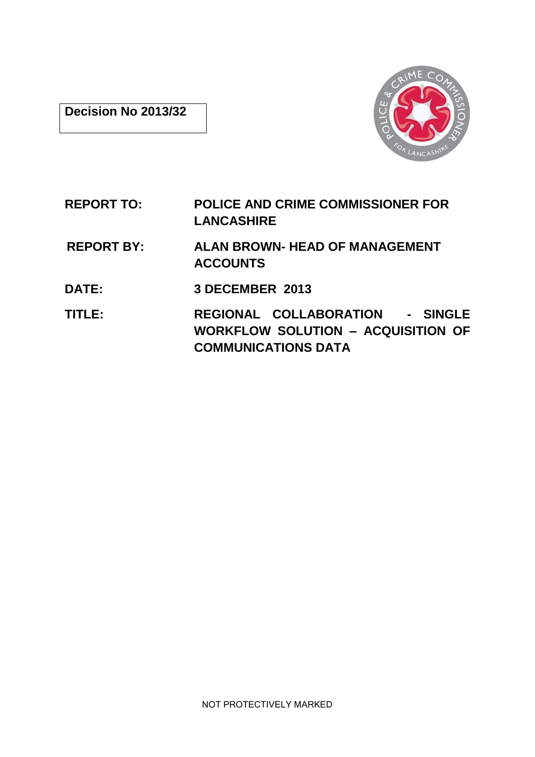**Decision No 2013/32**

| | |
|---|---|
| **REPORT TO:** | **POLICE AND CRIME COMMISSIONER FOR LANCASHIRE** |
| **REPORT BY:** | **ALAN BROWN- HEAD OF MANAGEMENT ACCOUNTS** |
| **DATE:** | **3 DECEMBER 2013** |
| **TITLE:** | **REGIONAL COLLABORATION - SINGLE WORKFLOW SOLUTION – ACQUISITION OF COMMUNICATIONS DATA** |

NOT PROTECTIVELY MARKED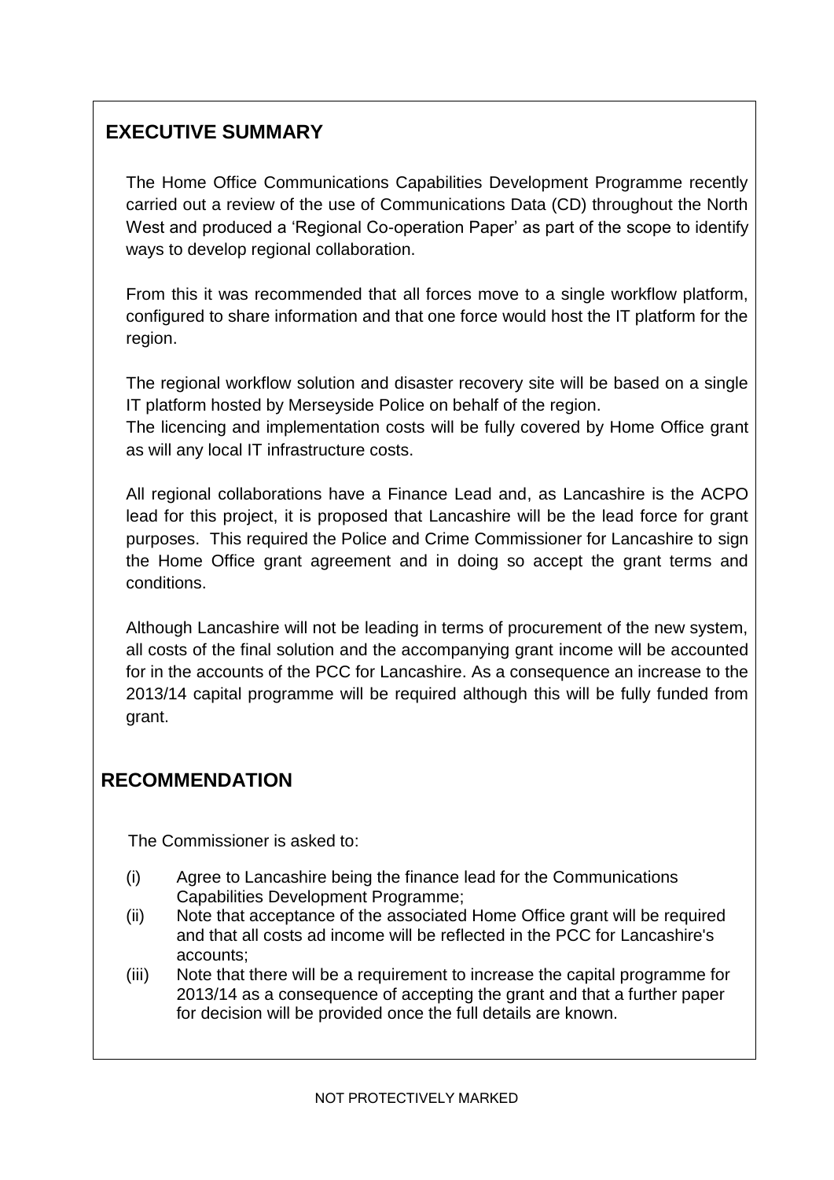## EXECUTIVE SUMMARY

The Home Office Communications Capabilities Development Programme recently carried out a review of the use of Communications Data (CD) throughout the North West and produced a 'Regional Co-operation Paper' as part of the scope to identify ways to develop regional collaboration.

From this it was recommended that all forces move to a single workflow platform, configured to share information and that one force would host the IT platform for the region.

The regional workflow solution and disaster recovery site will be based on a single IT platform hosted by Merseyside Police on behalf of the region.
The licencing and implementation costs will be fully covered by Home Office grant as will any local IT infrastructure costs.

All regional collaborations have a Finance Lead and, as Lancashire is the ACPO lead for this project, it is proposed that Lancashire will be the lead force for grant purposes. This required the Police and Crime Commissioner for Lancashire to sign the Home Office grant agreement and in doing so accept the grant terms and conditions.

Although Lancashire will not be leading in terms of procurement of the new system, all costs of the final solution and the accompanying grant income will be accounted for in the accounts of the PCC for Lancashire. As a consequence an increase to the 2013/14 capital programme will be required although this will be fully funded from grant.

## RECOMMENDATION

The Commissioner is asked to:

(i) Agree to Lancashire being the finance lead for the Communications Capabilities Development Programme;
(ii) Note that acceptance of the associated Home Office grant will be required and that all costs ad income will be reflected in the PCC for Lancashire's accounts;
(iii) Note that there will be a requirement to increase the capital programme for 2013/14 as a consequence of accepting the grant and that a further paper for decision will be provided once the full details are known.

NOT PROTECTIVELY MARKED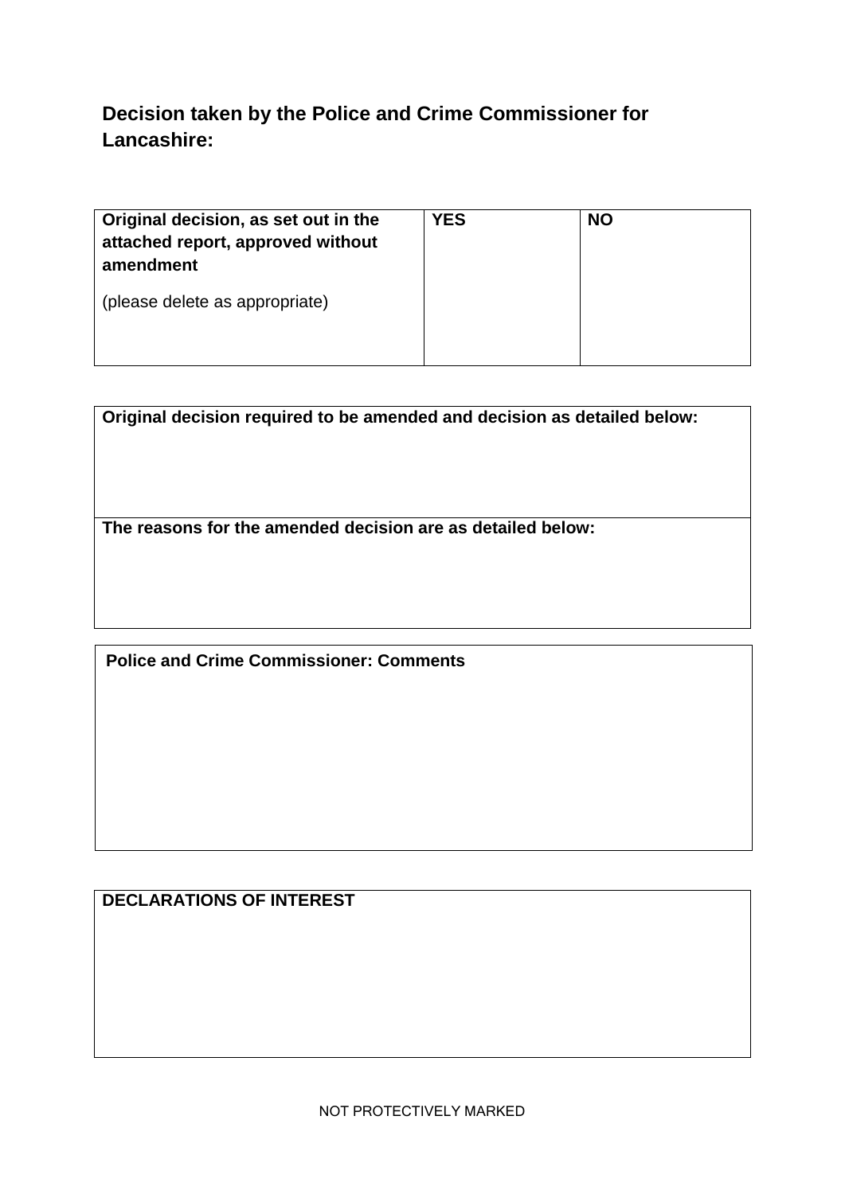## Decision taken by the Police and Crime Commissioner for Lancashire:

| **Original decision, as set out in the attached report, approved without amendment**<br><br>(please delete as appropriate) | **YES** | **NO** |
|---|---|---|

| **Original decision required to be amended and decision as detailed below:** |
|---|
| **The reasons for the amended decision are as detailed below:** |

| **Police and Crime Commissioner: Comments** |
|---|

| **DECLARATIONS OF INTEREST** |
|---|

NOT PROTECTIVELY MARKED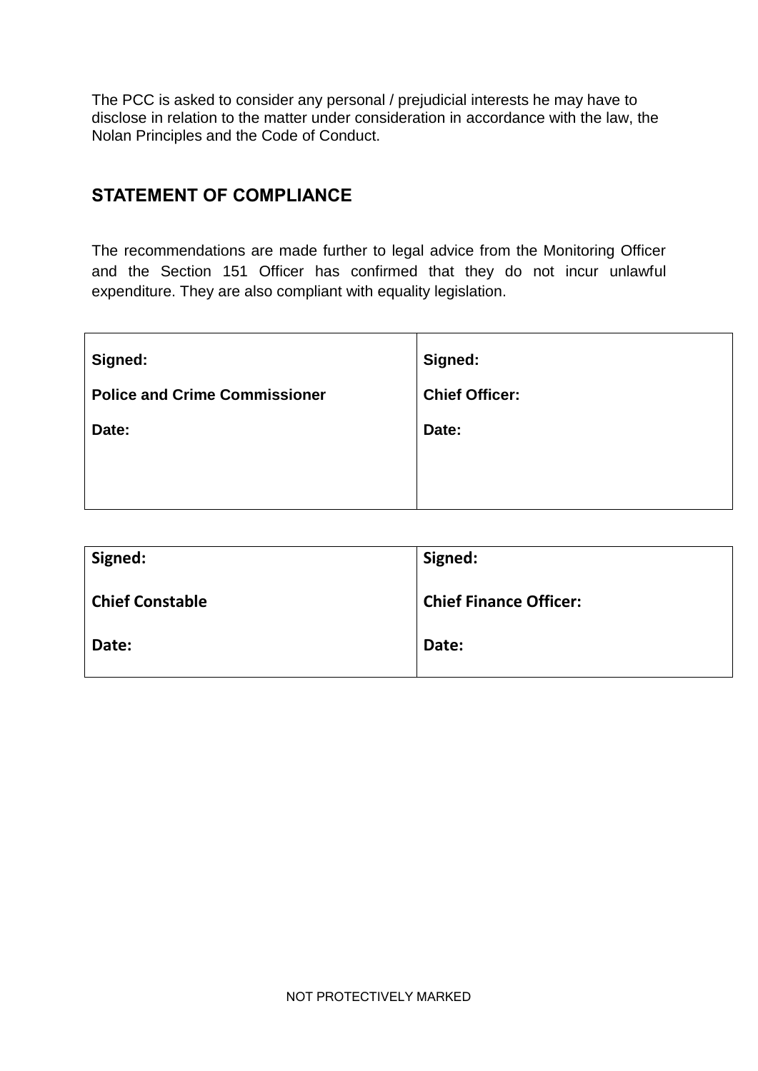The PCC is asked to consider any personal / prejudicial interests he may have to disclose in relation to the matter under consideration in accordance with the law, the Nolan Principles and the Code of Conduct.

## STATEMENT OF COMPLIANCE

The recommendations are made further to legal advice from the Monitoring Officer and the Section 151 Officer has confirmed that they do not incur unlawful expenditure. They are also compliant with equality legislation.

| | |
|---|---|
| **Signed:**<br><br>**Police and Crime Commissioner**<br><br>**Date:** | **Signed:**<br><br>**Chief Officer:**<br><br>**Date:** |

| | |
|---|---|
| **Signed:**<br><br>**Chief Constable**<br><br>**Date:** | **Signed:**<br><br>**Chief Finance Officer:**<br><br>**Date:** |

NOT PROTECTIVELY MARKED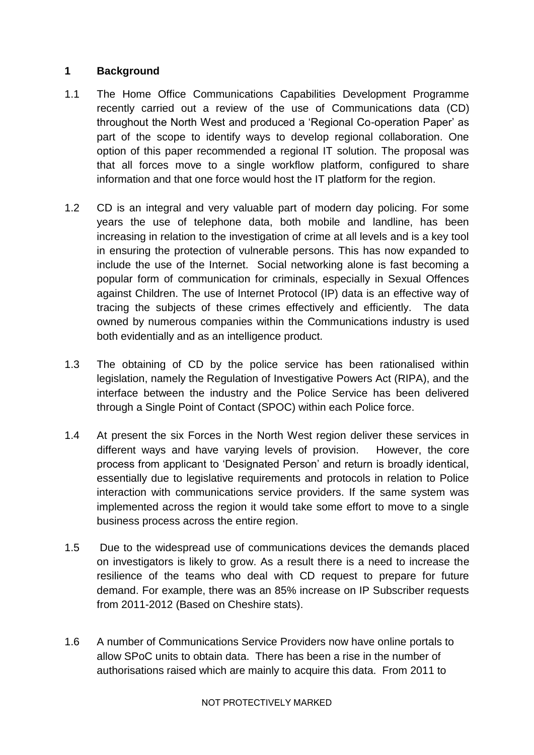## 1 Background

1.1 The Home Office Communications Capabilities Development Programme recently carried out a review of the use of Communications data (CD) throughout the North West and produced a 'Regional Co-operation Paper' as part of the scope to identify ways to develop regional collaboration. One option of this paper recommended a regional IT solution. The proposal was that all forces move to a single workflow platform, configured to share information and that one force would host the IT platform for the region.

1.2 CD is an integral and very valuable part of modern day policing. For some years the use of telephone data, both mobile and landline, has been increasing in relation to the investigation of crime at all levels and is a key tool in ensuring the protection of vulnerable persons. This has now expanded to include the use of the Internet. Social networking alone is fast becoming a popular form of communication for criminals, especially in Sexual Offences against Children. The use of Internet Protocol (IP) data is an effective way of tracing the subjects of these crimes effectively and efficiently. The data owned by numerous companies within the Communications industry is used both evidentially and as an intelligence product.

1.3 The obtaining of CD by the police service has been rationalised within legislation, namely the Regulation of Investigative Powers Act (RIPA), and the interface between the industry and the Police Service has been delivered through a Single Point of Contact (SPOC) within each Police force.

1.4 At present the six Forces in the North West region deliver these services in different ways and have varying levels of provision. However, the core process from applicant to 'Designated Person' and return is broadly identical, essentially due to legislative requirements and protocols in relation to Police interaction with communications service providers. If the same system was implemented across the region it would take some effort to move to a single business process across the entire region.

1.5 Due to the widespread use of communications devices the demands placed on investigators is likely to grow. As a result there is a need to increase the resilience of the teams who deal with CD request to prepare for future demand. For example, there was an 85% increase on IP Subscriber requests from 2011-2012 (Based on Cheshire stats).

1.6 A number of Communications Service Providers now have online portals to allow SPoC units to obtain data. There has been a rise in the number of authorisations raised which are mainly to acquire this data. From 2011 to

NOT PROTECTIVELY MARKED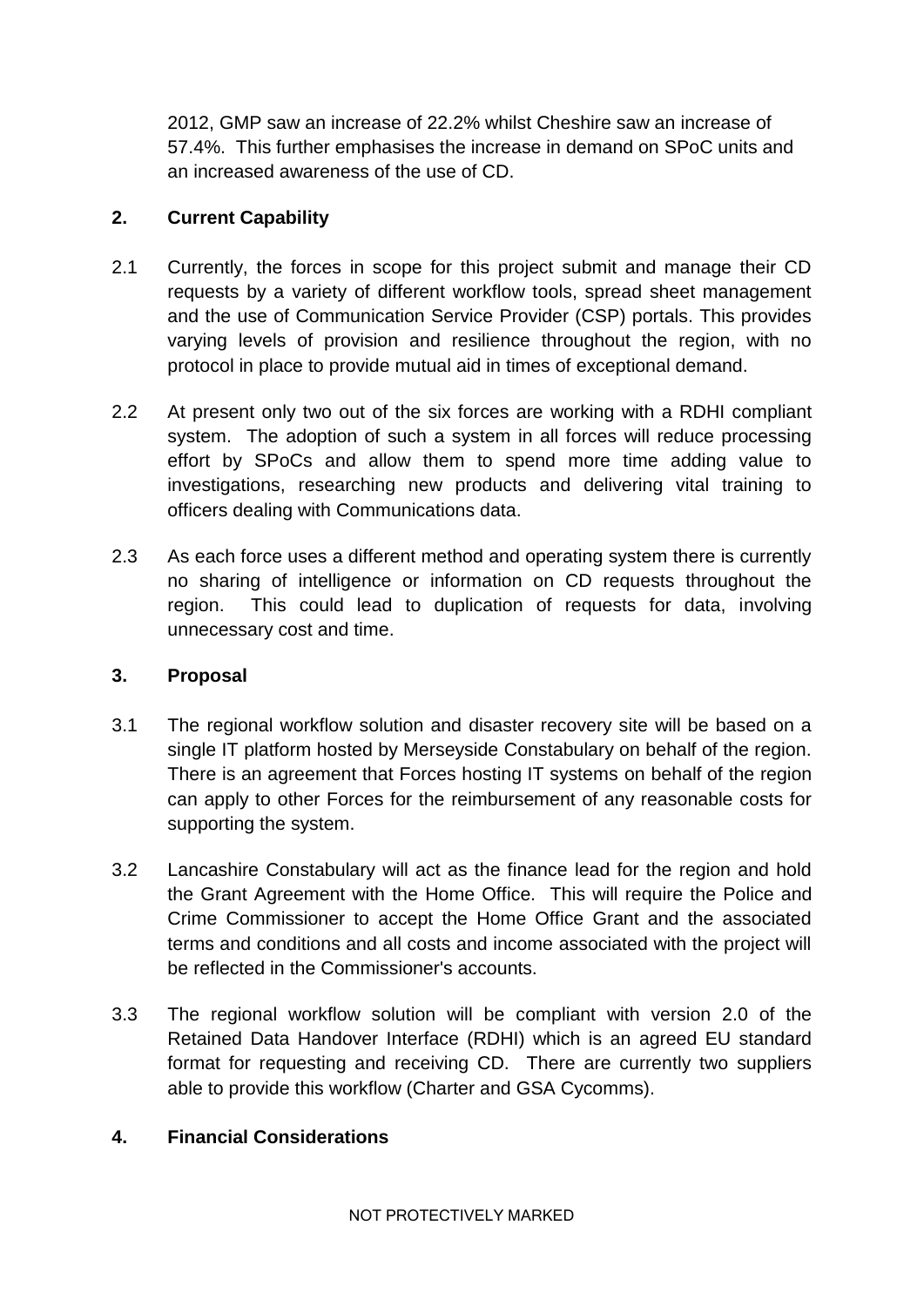2012, GMP saw an increase of 22.2% whilst Cheshire saw an increase of 57.4%. This further emphasises the increase in demand on SPoC units and an increased awareness of the use of CD.

## 2. Current Capability

2.1 Currently, the forces in scope for this project submit and manage their CD requests by a variety of different workflow tools, spread sheet management and the use of Communication Service Provider (CSP) portals. This provides varying levels of provision and resilience throughout the region, with no protocol in place to provide mutual aid in times of exceptional demand.

2.2 At present only two out of the six forces are working with a RDHI compliant system. The adoption of such a system in all forces will reduce processing effort by SPoCs and allow them to spend more time adding value to investigations, researching new products and delivering vital training to officers dealing with Communications data.

2.3 As each force uses a different method and operating system there is currently no sharing of intelligence or information on CD requests throughout the region. This could lead to duplication of requests for data, involving unnecessary cost and time.

## 3. Proposal

3.1 The regional workflow solution and disaster recovery site will be based on a single IT platform hosted by Merseyside Constabulary on behalf of the region. There is an agreement that Forces hosting IT systems on behalf of the region can apply to other Forces for the reimbursement of any reasonable costs for supporting the system.

3.2 Lancashire Constabulary will act as the finance lead for the region and hold the Grant Agreement with the Home Office. This will require the Police and Crime Commissioner to accept the Home Office Grant and the associated terms and conditions and all costs and income associated with the project will be reflected in the Commissioner's accounts.

3.3 The regional workflow solution will be compliant with version 2.0 of the Retained Data Handover Interface (RDHI) which is an agreed EU standard format for requesting and receiving CD. There are currently two suppliers able to provide this workflow (Charter and GSA Cycomms).

## 4. Financial Considerations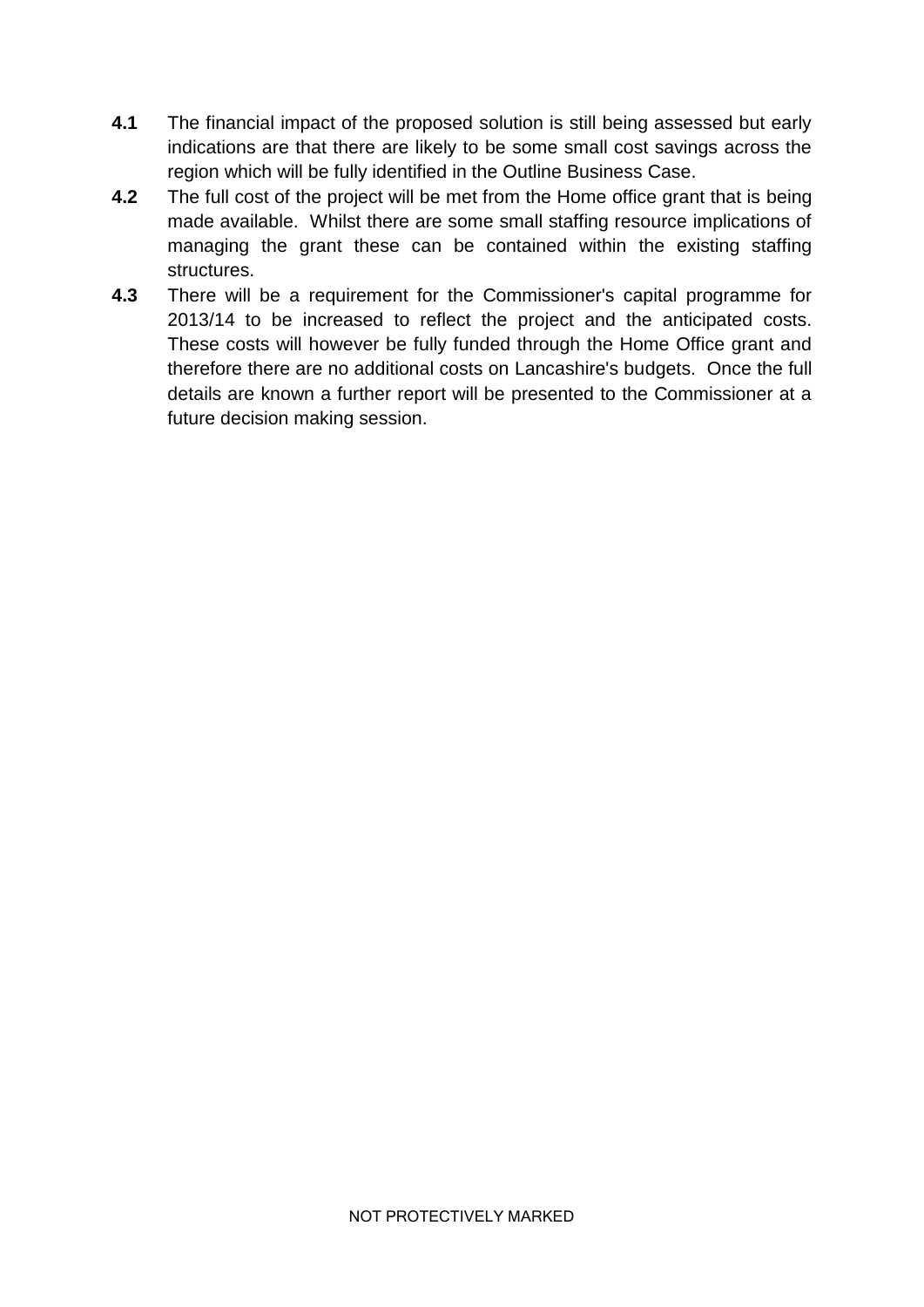**4.1** The financial impact of the proposed solution is still being assessed but early indications are that there are likely to be some small cost savings across the region which will be fully identified in the Outline Business Case.

**4.2** The full cost of the project will be met from the Home office grant that is being made available. Whilst there are some small staffing resource implications of managing the grant these can be contained within the existing staffing structures.

**4.3** There will be a requirement for the Commissioner's capital programme for 2013/14 to be increased to reflect the project and the anticipated costs. These costs will however be fully funded through the Home Office grant and therefore there are no additional costs on Lancashire's budgets. Once the full details are known a further report will be presented to the Commissioner at a future decision making session.